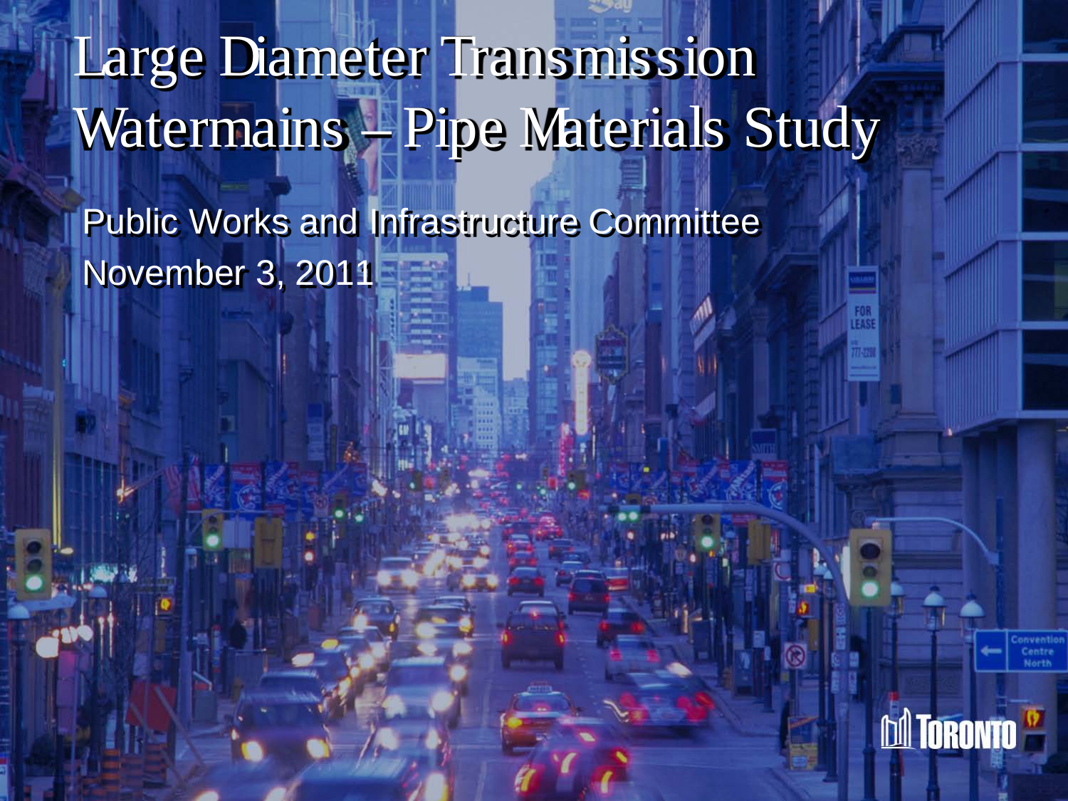# Large Diameter Transmission Watermains – Pipe Materials Study

Public Works and Infrastructure Committee

November 3, 2011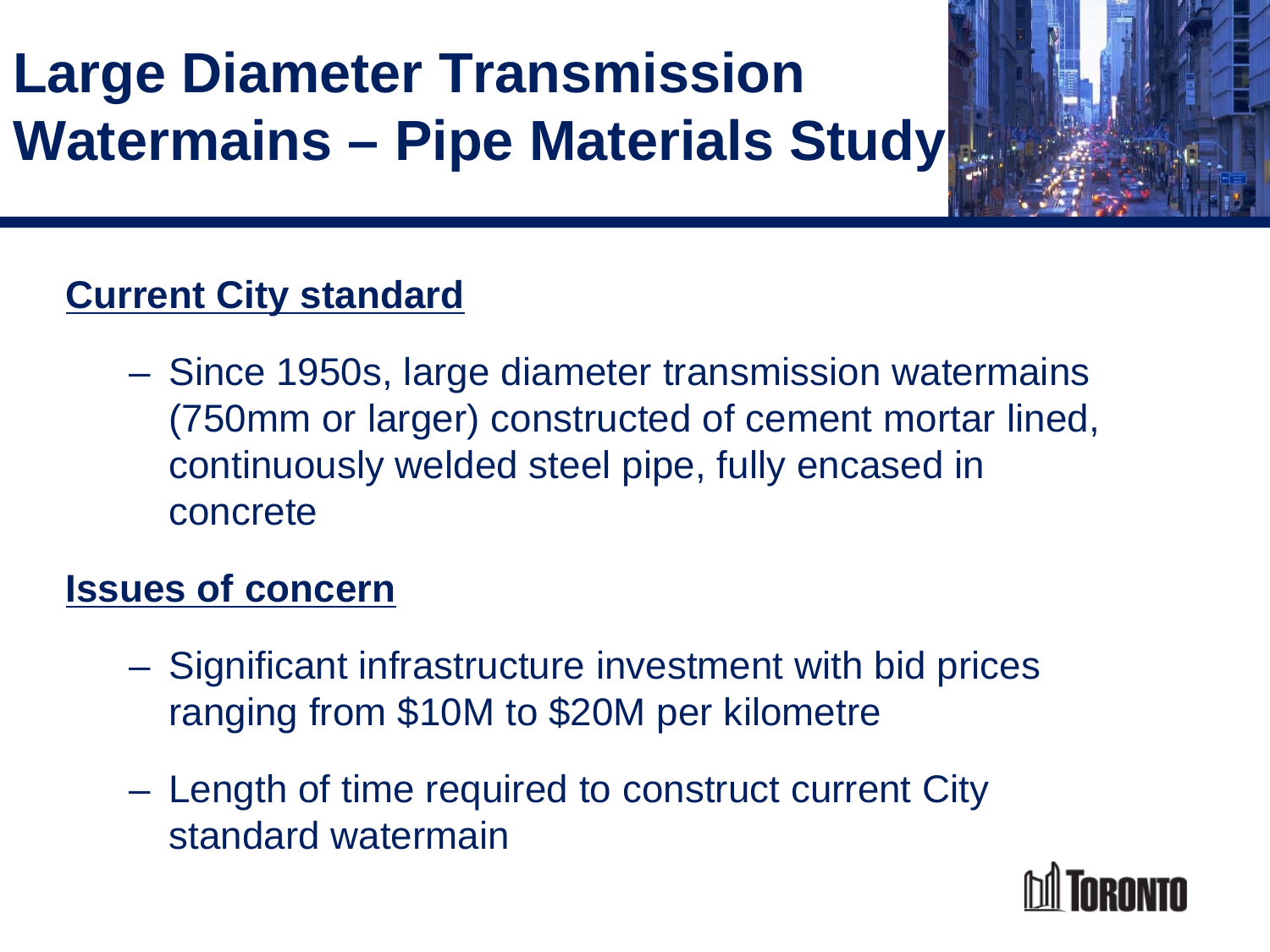# Large Diameter Transmission Watermains – Pipe Materials Study

## Current City standard

- Since 1950s, large diameter transmission watermains (750mm or larger) constructed of cement mortar lined, continuously welded steel pipe, fully encased in concrete

## Issues of concern

- Significant infrastructure investment with bid prices ranging from $10M to $20M per kilometre
- Length of time required to construct current City standard watermain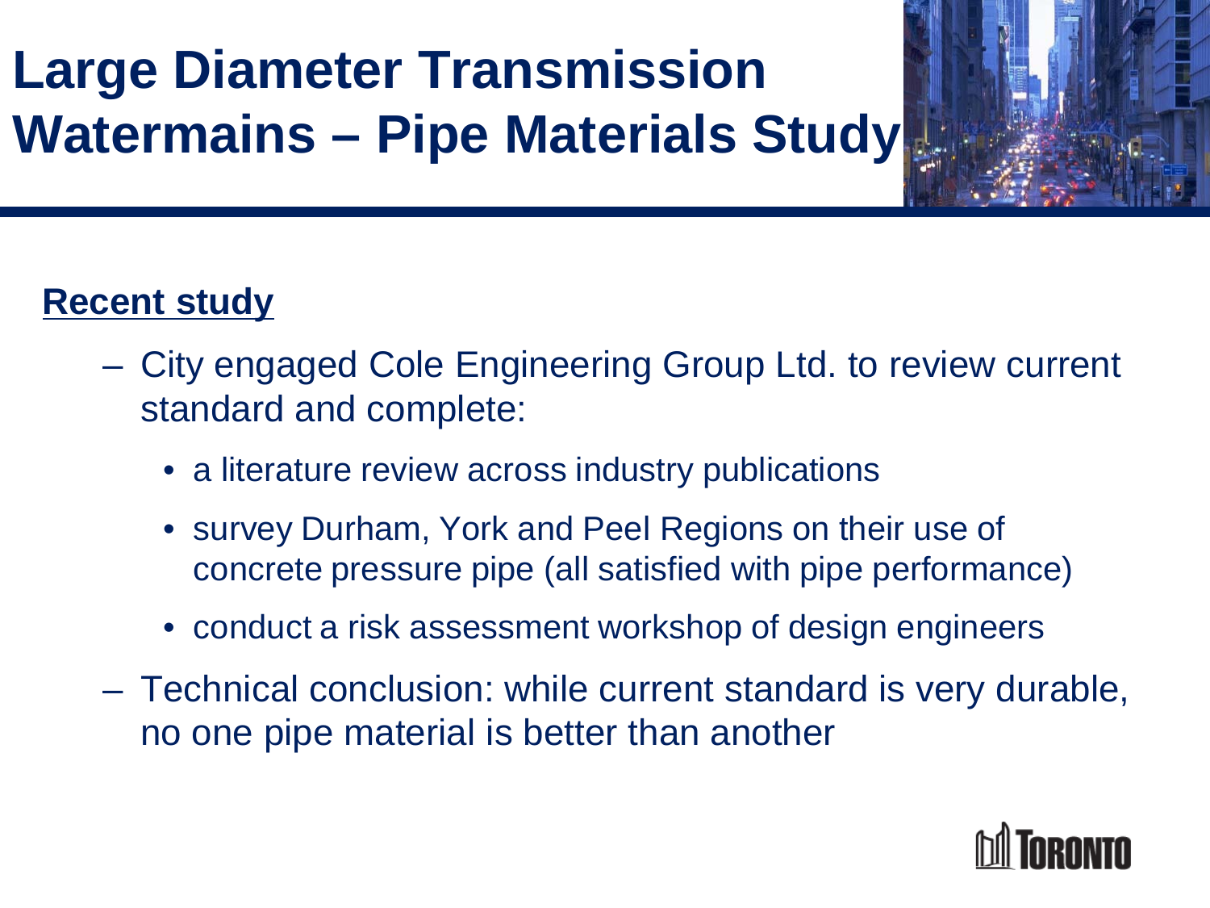# Large Diameter Transmission Watermains – Pipe Materials Study

**Recent study**

- City engaged Cole Engineering Group Ltd. to review current standard and complete:
  - a literature review across industry publications
  - survey Durham, York and Peel Regions on their use of concrete pressure pipe (all satisfied with pipe performance)
  - conduct a risk assessment workshop of design engineers
- Technical conclusion: while current standard is very durable, no one pipe material is better than another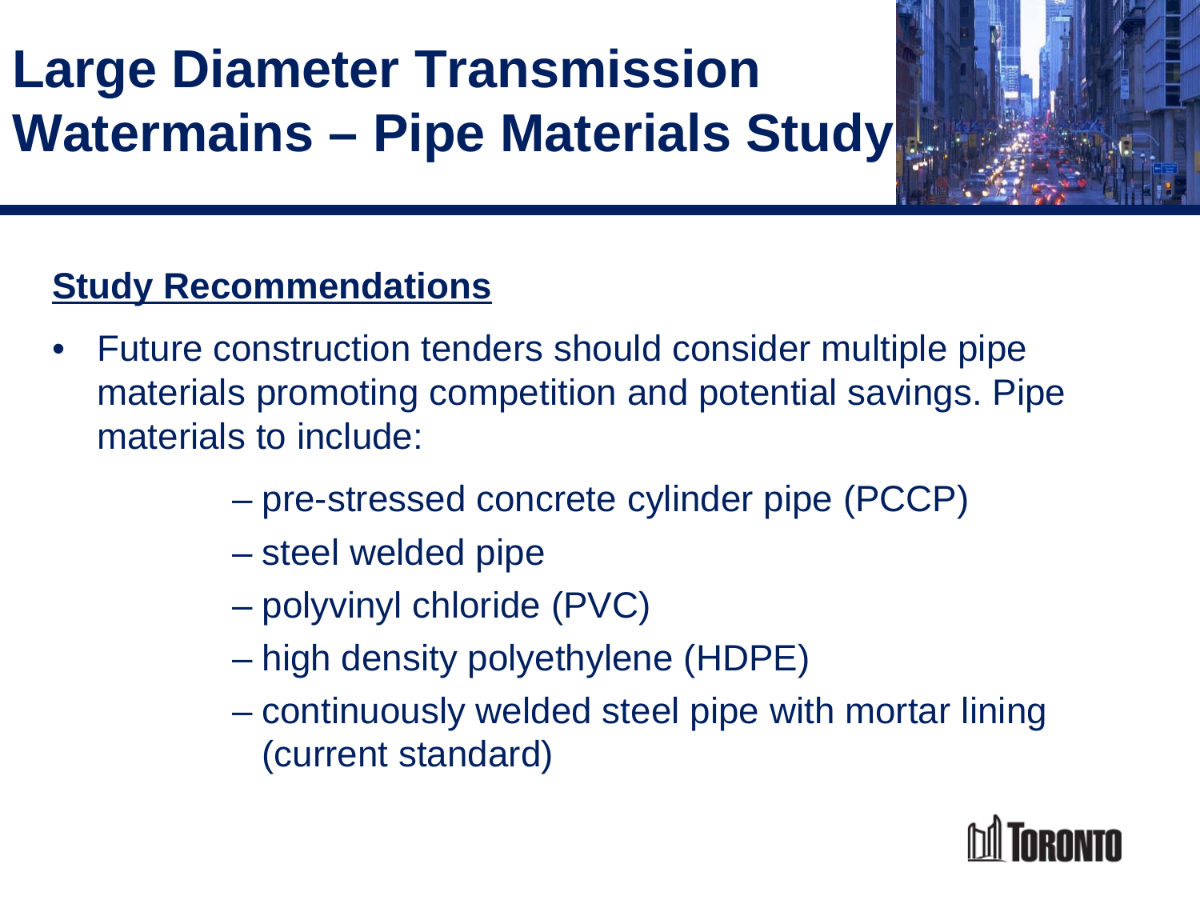# Large Diameter Transmission Watermains – Pipe Materials Study

## Study Recommendations

- Future construction tenders should consider multiple pipe materials promoting competition and potential savings. Pipe materials to include:
  - pre-stressed concrete cylinder pipe (PCCP)
  - steel welded pipe
  - polyvinyl chloride (PVC)
  - high density polyethylene (HDPE)
  - continuously welded steel pipe with mortar lining (current standard)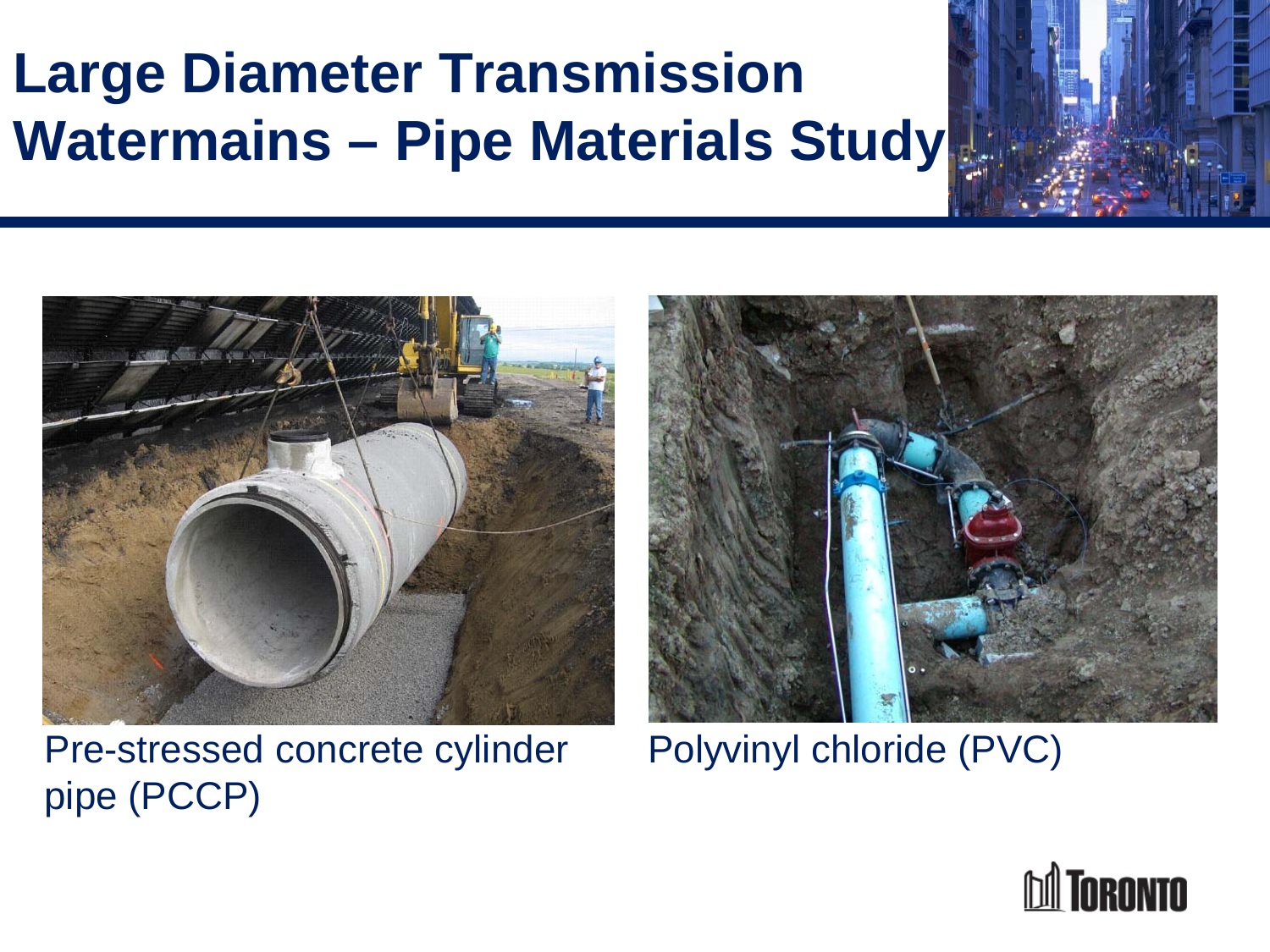# Large Diameter Transmission Watermains – Pipe Materials Study

Pre-stressed concrete cylinder pipe (PCCP)

Polyvinyl chloride (PVC)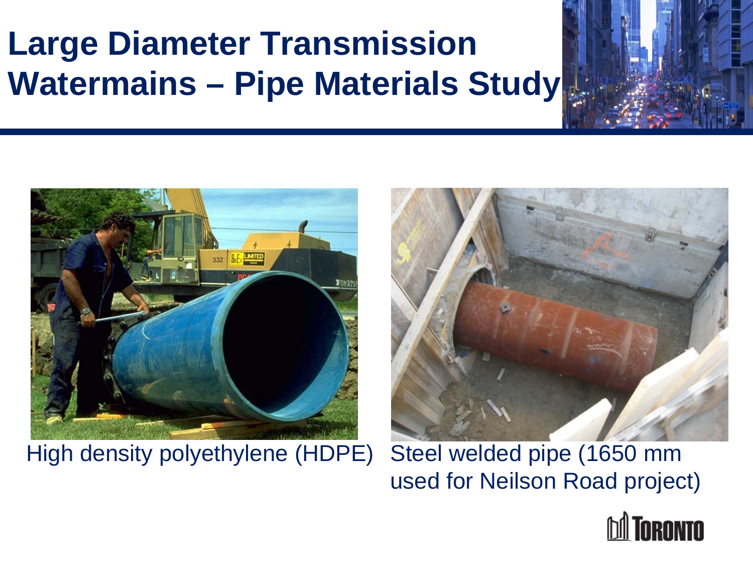# Large Diameter Transmission Watermains – Pipe Materials Study

High density polyethylene (HDPE)

Steel welded pipe (1650 mm used for Neilson Road project)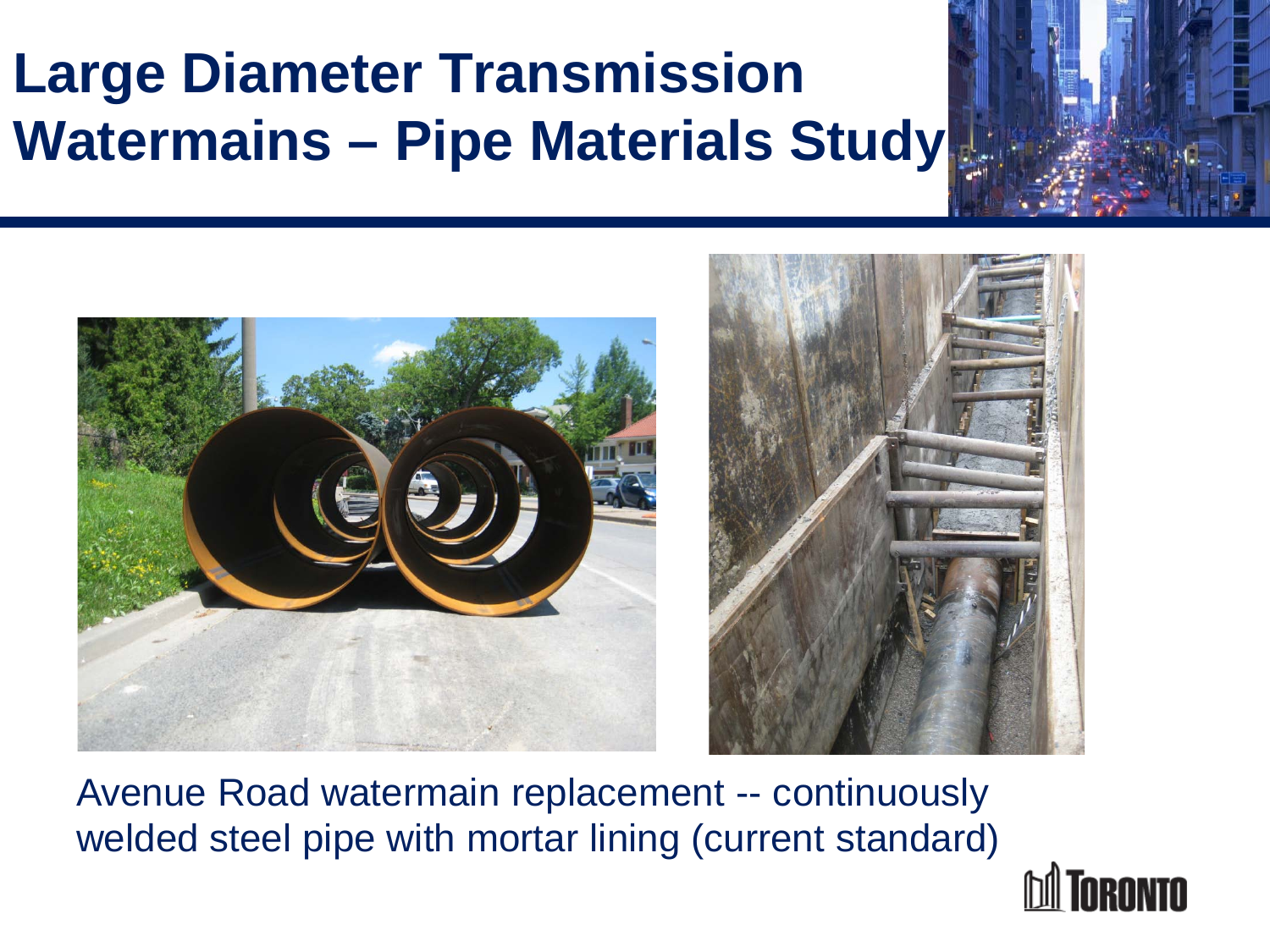# Large Diameter Transmission Watermains – Pipe Materials Study

Avenue Road watermain replacement -- continuously welded steel pipe with mortar lining (current standard)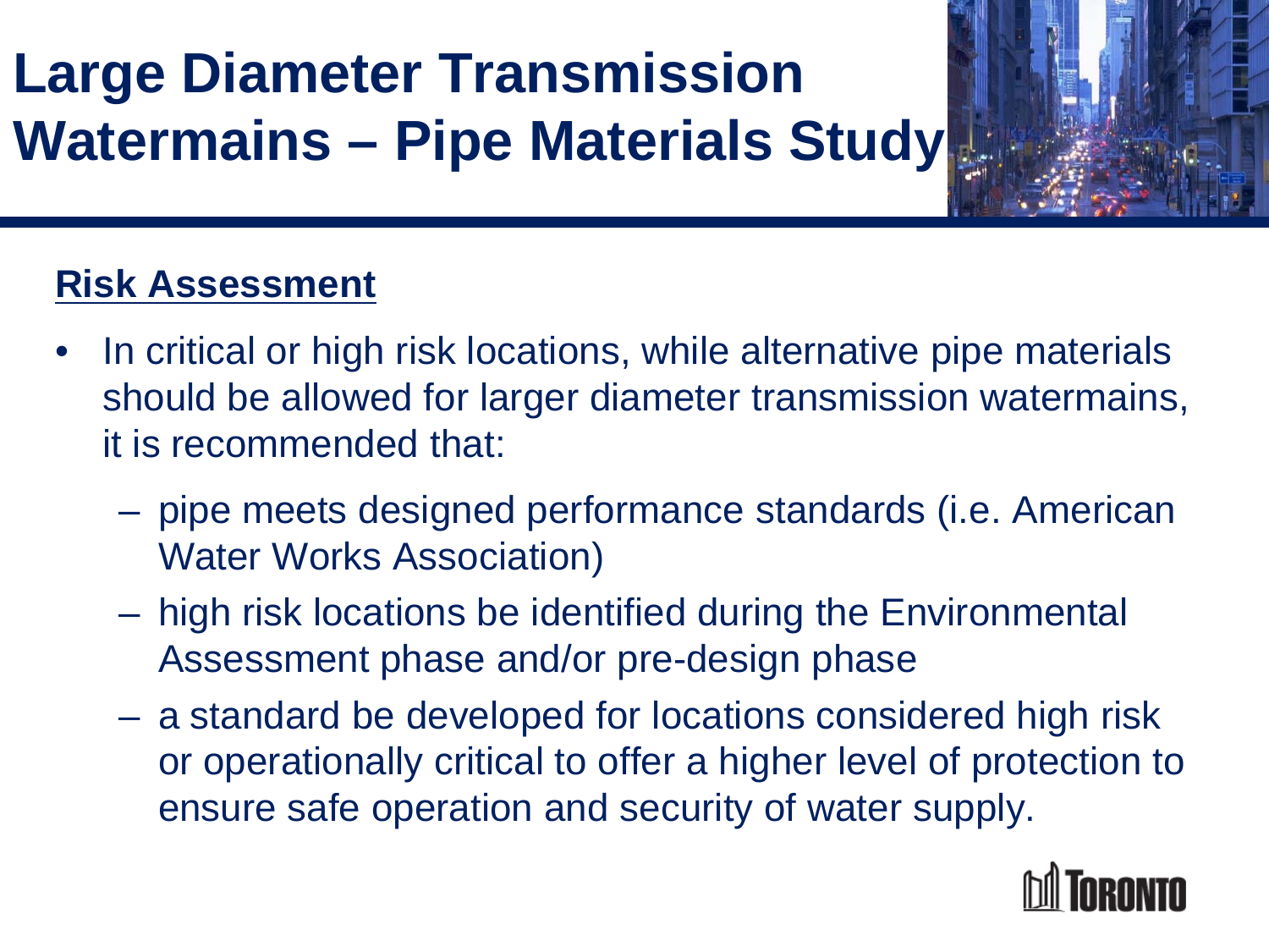# Large Diameter Transmission Watermains – Pipe Materials Study

## Risk Assessment

- In critical or high risk locations, while alternative pipe materials should be allowed for larger diameter transmission watermains, it is recommended that:
  - pipe meets designed performance standards (i.e. American Water Works Association)
  - high risk locations be identified during the Environmental Assessment phase and/or pre-design phase
  - a standard be developed for locations considered high risk or operationally critical to offer a higher level of protection to ensure safe operation and security of water supply.